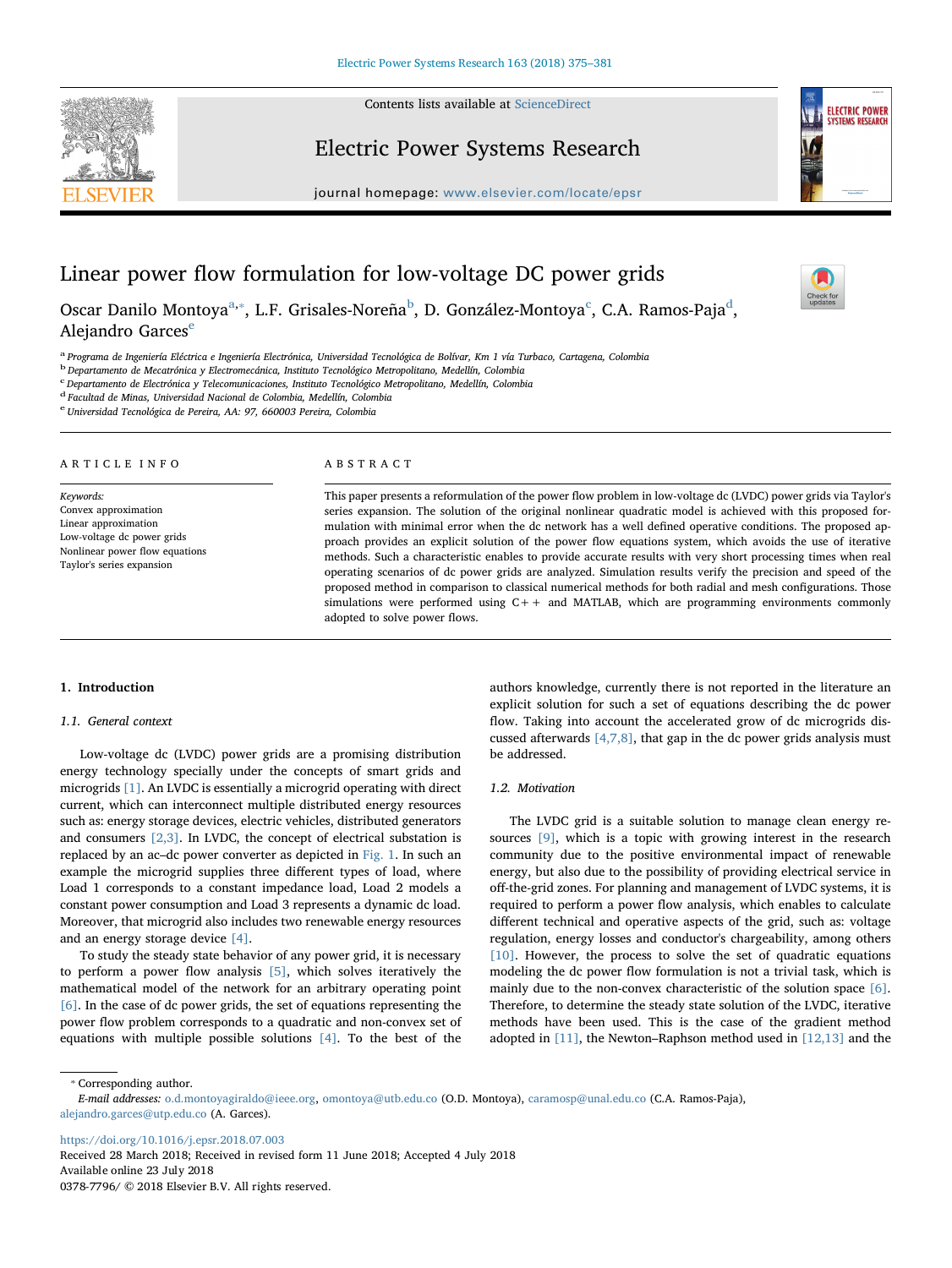Contents lists available at ScienceDirect

# Electric Power Systems Research

journal homepage: www.elsevier.com/locate/epsr

# Linear power flow formulation for low-voltage DC power grids

Oscar Danilo Montoya[a,*], L.F. Grisales-Noreña[b], D. González-Montoya[c], C.A. Ramos-Paja[d], Alejandro Garces[e]

[a] Programa de Ingeniería Eléctrica e Ingeniería Electrónica, Universidad Tecnológica de Bolívar, Km 1 vía Turbaco, Cartagena, Colombia
[b] Departamento de Mecatrónica y Electromecánica, Instituto Tecnológico Metropolitano, Medellín, Colombia
[c] Departamento de Electrónica y Telecomunicaciones, Instituto Tecnológico Metropolitano, Medellín, Colombia
[d] Facultad de Minas, Universidad Nacional de Colombia, Medellín, Colombia
[e] Universidad Tecnológica de Pereira, AA: 97, 660003 Pereira, Colombia

**ARTICLE INFO**

*Keywords:*
Convex approximation
Linear approximation
Low-voltage dc power grids
Nonlinear power flow equations
Taylor's series expansion

**ABSTRACT**

This paper presents a reformulation of the power flow problem in low-voltage dc (LVDC) power grids via Taylor's series expansion. The solution of the original nonlinear quadratic model is achieved with this proposed formulation with minimal error when the dc network has a well defined operative conditions. The proposed approach provides an explicit solution of the power flow equations system, which avoids the use of iterative methods. Such a characteristic enables to provide accurate results with very short processing times when real operating scenarios of dc power grids are analyzed. Simulation results verify the precision and speed of the proposed method in comparison to classical numerical methods for both radial and mesh configurations. Those simulations were performed using C++ and MATLAB, which are programming environments commonly adopted to solve power flows.

## 1. Introduction

### 1.1. General context

Low-voltage dc (LVDC) power grids are a promising distribution energy technology specially under the concepts of smart grids and microgrids [1]. An LVDC is essentially a microgrid operating with direct current, which can interconnect multiple distributed energy resources such as: energy storage devices, electric vehicles, distributed generators and consumers [2,3]. In LVDC, the concept of electrical substation is replaced by an ac–dc power converter as depicted in Fig. 1. In such an example the microgrid supplies three different types of load, where Load 1 corresponds to a constant impedance load, Load 2 models a constant power consumption and Load 3 represents a dynamic dc load. Moreover, that microgrid also includes two renewable energy resources and an energy storage device [4].

To study the steady state behavior of any power grid, it is necessary to perform a power flow analysis [5], which solves iteratively the mathematical model of the network for an arbitrary operating point [6]. In the case of dc power grids, the set of equations representing the power flow problem corresponds to a quadratic and non-convex set of equations with multiple possible solutions [4]. To the best of the authors knowledge, currently there is not reported in the literature an explicit solution for such a set of equations describing the dc power flow. Taking into account the accelerated grow of dc microgrids discussed afterwards [4,7,8], that gap in the dc power grids analysis must be addressed.

### 1.2. Motivation

The LVDC grid is a suitable solution to manage clean energy resources [9], which is a topic with growing interest in the research community due to the positive environmental impact of renewable energy, but also due to the possibility of providing electrical service in off-the-grid zones. For planning and management of LVDC systems, it is required to perform a power flow analysis, which enables to calculate different technical and operative aspects of the grid, such as: voltage regulation, energy losses and conductor's chargeability, among others [10]. However, the process to solve the set of quadratic equations modeling the dc power flow formulation is not a trivial task, which is mainly due to the non-convex characteristic of the solution space [6]. Therefore, to determine the steady state solution of the LVDC, iterative methods have been used. This is the case of the gradient method adopted in [11], the Newton–Raphson method used in [12,13] and the

* Corresponding author.
*E-mail addresses:* o.d.montoyagiraldo@ieee.org, omontoya@utb.edu.co (O.D. Montoya), caramosp@unal.edu.co (C.A. Ramos-Paja), alejandro.garces@utp.edu.co (A. Garces).

https://doi.org/10.1016/j.epsr.2018.07.003
Received 28 March 2018; Received in revised form 11 June 2018; Accepted 4 July 2018
Available online 23 July 2018
0378-7796/ © 2018 Elsevier B.V. All rights reserved.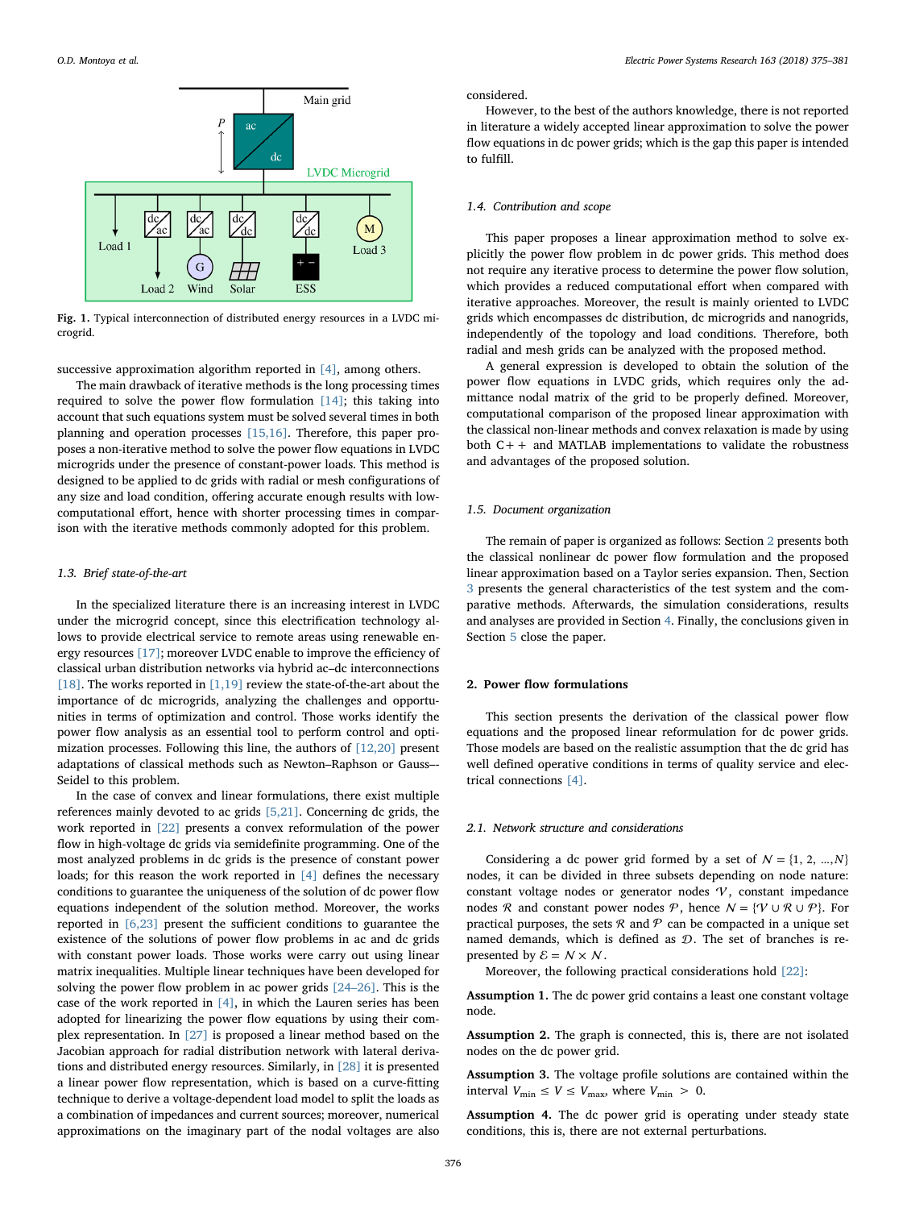Fig. 1. Typical interconnection of distributed energy resources in a LVDC microgrid.

successive approximation algorithm reported in [4], among others.

The main drawback of iterative methods is the long processing times required to solve the power flow formulation [14]; this taking into account that such equations system must be solved several times in both planning and operation processes [15,16]. Therefore, this paper proposes a non-iterative method to solve the power flow equations in LVDC microgrids under the presence of constant-power loads. This method is designed to be applied to dc grids with radial or mesh configurations of any size and load condition, offering accurate enough results with low-computational effort, hence with shorter processing times in comparison with the iterative methods commonly adopted for this problem.

### 1.3. Brief state-of-the-art

In the specialized literature there is an increasing interest in LVDC under the microgrid concept, since this electrification technology allows to provide electrical service to remote areas using renewable energy resources [17]; moreover LVDC enable to improve the efficiency of classical urban distribution networks via hybrid ac–dc interconnections [18]. The works reported in [1,19] review the state-of-the-art about the importance of dc microgrids, analyzing the challenges and opportunities in terms of optimization and control. Those works identify the power flow analysis as an essential tool to perform control and optimization processes. Following this line, the authors of [12,20] present adaptations of classical methods such as Newton–Raphson or Gauss–-Seidel to this problem.

In the case of convex and linear formulations, there exist multiple references mainly devoted to ac grids [5,21]. Concerning dc grids, the work reported in [22] presents a convex reformulation of the power flow in high-voltage dc grids via semidefinite programming. One of the most analyzed problems in dc grids is the presence of constant power loads; for this reason the work reported in [4] defines the necessary conditions to guarantee the uniqueness of the solution of dc power flow equations independent of the solution method. Moreover, the works reported in [6,23] present the sufficient conditions to guarantee the existence of the solutions of power flow problems in ac and dc grids with constant power loads. Those works were carry out using linear matrix inequalities. Multiple linear techniques have been developed for solving the power flow problem in ac power grids [24–26]. This is the case of the work reported in [4], in which the Lauren series has been adopted for linearizing the power flow equations by using their complex representation. In [27] is proposed a linear method based on the Jacobian approach for radial distribution network with lateral derivations and distributed energy resources. Similarly, in [28] it is presented a linear power flow representation, which is based on a curve-fitting technique to derive a voltage-dependent load model to split the loads as a combination of impedances and current sources; moreover, numerical approximations on the imaginary part of the nodal voltages are also considered.

However, to the best of the authors knowledge, there is not reported in literature a widely accepted linear approximation to solve the power flow equations in dc power grids; which is the gap this paper is intended to fulfill.

### 1.4. Contribution and scope

This paper proposes a linear approximation method to solve explicitly the power flow problem in dc power grids. This method does not require any iterative process to determine the power flow solution, which provides a reduced computational effort when compared with iterative approaches. Moreover, the result is mainly oriented to LVDC grids which encompasses dc distribution, dc microgrids and nanogrids, independently of the topology and load conditions. Therefore, both radial and mesh grids can be analyzed with the proposed method.

A general expression is developed to obtain the solution of the power flow equations in LVDC grids, which requires only the admittance nodal matrix of the grid to be properly defined. Moreover, computational comparison of the proposed linear approximation with the classical non-linear methods and convex relaxation is made by using both C++ and MATLAB implementations to validate the robustness and advantages of the proposed solution.

### 1.5. Document organization

The remain of paper is organized as follows: Section 2 presents both the classical nonlinear dc power flow formulation and the proposed linear approximation based on a Taylor series expansion. Then, Section 3 presents the general characteristics of the test system and the comparative methods. Afterwards, the simulation considerations, results and analyses are provided in Section 4. Finally, the conclusions given in Section 5 close the paper.

## 2. Power flow formulations

This section presents the derivation of the classical power flow equations and the proposed linear reformulation for dc power grids. Those models are based on the realistic assumption that the dc grid has well defined operative conditions in terms of quality service and electrical connections [4].

### 2.1. Network structure and considerations

Considering a dc power grid formed by a set of $\mathcal{N} = \{1, 2, \ldots, N\}$ nodes, it can be divided in three subsets depending on node nature: constant voltage nodes or generator nodes $\mathcal{V}$, constant impedance nodes $\mathcal{R}$ and constant power nodes $\mathcal{P}$, hence $\mathcal{N} = \{\mathcal{V} \cup \mathcal{R} \cup \mathcal{P}\}$. For practical purposes, the sets $\mathcal{R}$ and $\mathcal{P}$ can be compacted in a unique set named demands, which is defined as $\mathcal{D}$. The set of branches is represented by $\mathcal{E} = \mathcal{N} \times \mathcal{N}$.

Moreover, the following practical considerations hold [22]:

**Assumption 1.** The dc power grid contains a least one constant voltage node.

**Assumption 2.** The graph is connected, this is, there are not isolated nodes on the dc power grid.

**Assumption 3.** The voltage profile solutions are contained within the interval $V_{\min} \leq V \leq V_{\max}$, where $V_{\min} > 0$.

**Assumption 4.** The dc power grid is operating under steady state conditions, this is, there are not external perturbations.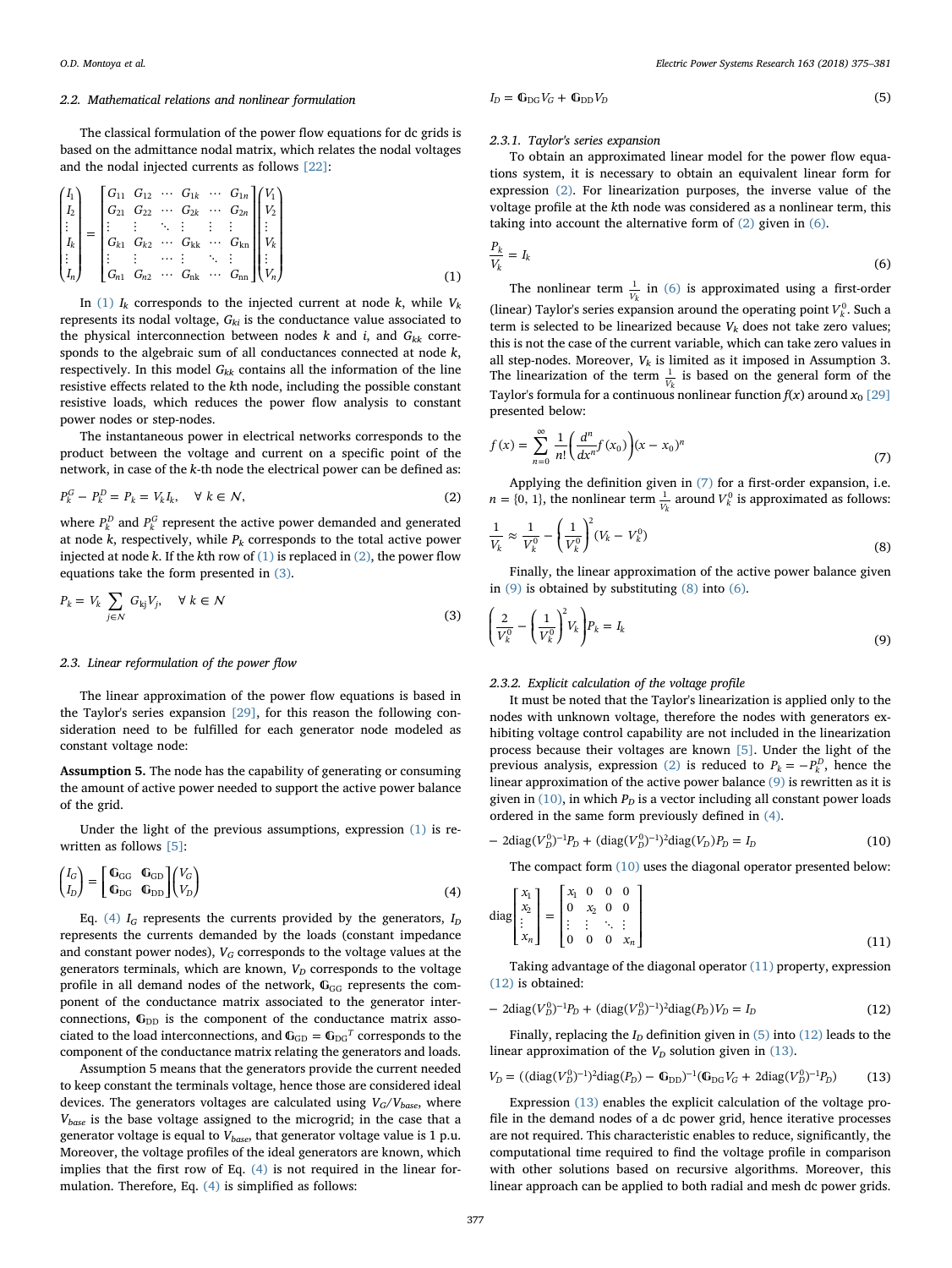### 2.2. Mathematical relations and nonlinear formulation

The classical formulation of the power flow equations for dc grids is based on the admittance nodal matrix, which relates the nodal voltages and the nodal injected currents as follows [22]:

$$
\begin{pmatrix} I_1 \\ I_2 \\ \vdots \\ I_k \\ \vdots \\ I_n \end{pmatrix} = \begin{bmatrix} G_{11} & G_{12} & \cdots & G_{1k} & \cdots & G_{1n} \\ G_{21} & G_{22} & \cdots & G_{2k} & \cdots & G_{2n} \\ \vdots & \vdots & \ddots & \vdots & \vdots & \vdots \\ G_{k1} & G_{k2} & \cdots & G_{kk} & \cdots & G_{kn} \\ \vdots & \vdots & \cdots & \vdots & \ddots & \vdots \\ G_{n1} & G_{n2} & \cdots & G_{nk} & \cdots & G_{nn} \end{bmatrix} \begin{pmatrix} V_1 \\ V_2 \\ \vdots \\ V_k \\ \vdots \\ V_n \end{pmatrix} \tag{1}
$$

In (1) $I_k$ corresponds to the injected current at node $k$, while $V_k$ represents its nodal voltage, $G_{ki}$ is the conductance value associated to the physical interconnection between nodes $k$ and $i$, and $G_{kk}$ corresponds to the algebraic sum of all conductances connected at node $k$, respectively. In this model $G_{kk}$ contains all the information of the line resistive effects related to the $k$th node, including the possible constant resistive loads, which reduces the power flow analysis to constant power nodes or step-nodes.

The instantaneous power in electrical networks corresponds to the product between the voltage and current on a specific point of the network, in case of the $k$-th node the electrical power can be defined as:

$$
P_k^G - P_k^D = P_k = V_k I_k, \quad \forall\ k \in \mathcal{N}, \tag{2}
$$

where $P_k^D$ and $P_k^G$ represent the active power demanded and generated at node $k$, respectively, while $P_k$ corresponds to the total active power injected at node $k$. If the $k$th row of (1) is replaced in (2), the power flow equations take the form presented in (3).

$$
P_k = V_k \sum_{j \in \mathcal{N}} G_{kj} V_j, \quad \forall\ k \in \mathcal{N} \tag{3}
$$

### 2.3. Linear reformulation of the power flow

The linear approximation of the power flow equations is based in the Taylor's series expansion [29], for this reason the following consideration need to be fulfilled for each generator node modeled as constant voltage node:

**Assumption 5.** The node has the capability of generating or consuming the amount of active power needed to support the active power balance of the grid.

Under the light of the previous assumptions, expression (1) is rewritten as follows [5]:

$$
\begin{pmatrix} I_G \\ I_D \end{pmatrix} = \begin{bmatrix} \mathbb{G}_{GG} & \mathbb{G}_{GD} \\ \mathbb{G}_{DG} & \mathbb{G}_{DD} \end{bmatrix} \begin{pmatrix} V_G \\ V_D \end{pmatrix} \tag{4}
$$

Eq. (4) $I_G$ represents the currents provided by the generators, $I_D$ represents the currents demanded by the loads (constant impedance and constant power nodes), $V_G$ corresponds to the voltage values at the generators terminals, which are known, $V_D$ corresponds to the voltage profile in all demand nodes of the network, $\mathbb{G}_{GG}$ represents the component of the conductance matrix associated to the generator interconnections, $\mathbb{G}_{DD}$ is the component of the conductance matrix associated to the load interconnections, and $\mathbb{G}_{GD} = \mathbb{G}_{DG}^T$ corresponds to the component of the conductance matrix relating the generators and loads.

Assumption 5 means that the generators provide the current needed to keep constant the terminals voltage, hence those are considered ideal devices. The generators voltages are calculated using $V_G/V_{base}$, where $V_{base}$ is the base voltage assigned to the microgrid; in the case that a generator voltage is equal to $V_{base}$, that generator voltage value is 1 p.u. Moreover, the voltage profiles of the ideal generators are known, which implies that the first row of Eq. (4) is not required in the linear formulation. Therefore, Eq. (4) is simplified as follows:

$$
I_D = \mathbb{G}_{DG} V_G + \mathbb{G}_{DD} V_D \tag{5}
$$

#### 2.3.1. Taylor's series expansion

To obtain an approximated linear model for the power flow equations system, it is necessary to obtain an equivalent linear form for expression (2). For linearization purposes, the inverse value of the voltage profile at the $k$th node was considered as a nonlinear term, this taking into account the alternative form of (2) given in (6).

$$
\frac{P_k}{V_k} = I_k \tag{6}
$$

The nonlinear term $\frac{1}{V_k}$ in (6) is approximated using a first-order (linear) Taylor's series expansion around the operating point $V_k^0$. Such a term is selected to be linearized because $V_k$ does not take zero values; this is not the case of the current variable, which can take zero values in all step-nodes. Moreover, $V_k$ is limited as it imposed in Assumption 3. The linearization of the term $\frac{1}{V_k}$ is based on the general form of the Taylor's formula for a continuous nonlinear function $f(x)$ around $x_0$ [29] presented below:

$$
f(x) = \sum_{n=0}^{\infty} \frac{1}{n!} \left( \frac{d^n}{dx^n} f(x_0) \right) (x - x_0)^n \tag{7}
$$

Applying the definition given in (7) for a first-order expansion, i.e. $n = \{0, 1\}$, the nonlinear term $\frac{1}{V_k}$ around $V_k^0$ is approximated as follows:

$$
\frac{1}{V_k} \approx \frac{1}{V_k^0} - \left( \frac{1}{V_k^0} \right)^2 (V_k - V_k^0) \tag{8}
$$

Finally, the linear approximation of the active power balance given in (9) is obtained by substituting (8) into (6).

$$
\left( \frac{2}{V_k^0} - \left( \frac{1}{V_k^0} \right)^2 V_k \right) P_k = I_k \tag{9}
$$

#### 2.3.2. Explicit calculation of the voltage profile

It must be noted that the Taylor's linearization is applied only to the nodes with unknown voltage, therefore the nodes with generators exhibiting voltage control capability are not included in the linearization process because their voltages are known [5]. Under the light of the previous analysis, expression (2) is reduced to $P_k = -P_k^D$, hence the linear approximation of the active power balance (9) is rewritten as it is given in (10), in which $P_D$ is a vector including all constant power loads ordered in the same form previously defined in (4).

$$
-2\text{diag}(V_D^0)^{-1} P_D + (\text{diag}(V_D^0)^{-1})^2 \text{diag}(V_D) P_D = I_D \tag{10}
$$

The compact form (10) uses the diagonal operator presented below:

$$
\text{diag} \begin{bmatrix} x_1 \\ x_2 \\ \vdots \\ x_n \end{bmatrix} = \begin{bmatrix} x_1 & 0 & 0 & 0 \\ 0 & x_2 & 0 & 0 \\ \vdots & \vdots & \ddots & \vdots \\ 0 & 0 & 0 & x_n \end{bmatrix} \tag{11}
$$

Taking advantage of the diagonal operator (11) property, expression (12) is obtained:

$$
-2\text{diag}(V_D^0)^{-1} P_D + (\text{diag}(V_D^0)^{-1})^2 \text{diag}(P_D) V_D = I_D \tag{12}
$$

Finally, replacing the $I_D$ definition given in (5) into (12) leads to the linear approximation of the $V_D$ solution given in (13).

$$
V_D = ((\text{diag}(V_D^0)^{-1})^2 \text{diag}(P_D) - \mathbb{G}_{DD})^{-1} (\mathbb{G}_{DG} V_G + 2\text{diag}(V_D^0)^{-1} P_D) \tag{13}
$$

Expression (13) enables the explicit calculation of the voltage profile in the demand nodes of a dc power grid, hence iterative processes are not required. This characteristic enables to reduce, significantly, the computational time required to find the voltage profile in comparison with other solutions based on recursive algorithms. Moreover, this linear approach can be applied to both radial and mesh dc power grids.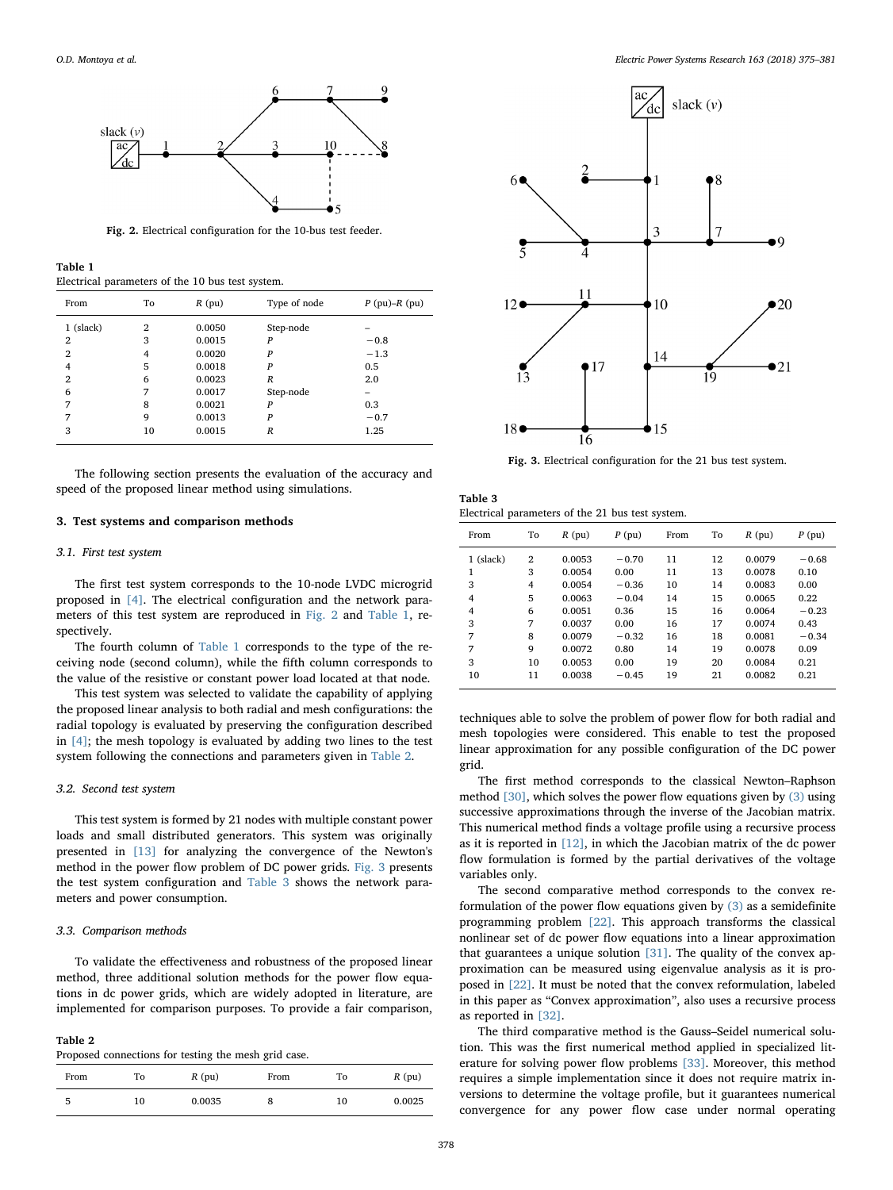Fig. 2. Electrical configuration for the 10-bus test feeder.

**Table 1**
Electrical parameters of the 10 bus test system.

| From | To | $R$ (pu) | Type of node | $P$ (pu)–$R$ (pu) |
|---|---|---|---|---|
| 1 (slack) | 2 | 0.0050 | Step-node | – |
| 2 | 3 | 0.0015 | $P$ | −0.8 |
| 2 | 4 | 0.0020 | $P$ | −1.3 |
| 4 | 5 | 0.0018 | $P$ | 0.5 |
| 2 | 6 | 0.0023 | $R$ | 2.0 |
| 6 | 7 | 0.0017 | Step-node | – |
| 7 | 8 | 0.0021 | $P$ | 0.3 |
| 7 | 9 | 0.0013 | $P$ | −0.7 |
| 3 | 10 | 0.0015 | $R$ | 1.25 |

The following section presents the evaluation of the accuracy and speed of the proposed linear method using simulations.

## 3. Test systems and comparison methods

### 3.1. First test system

The first test system corresponds to the 10-node LVDC microgrid proposed in [4]. The electrical configuration and the network parameters of this test system are reproduced in Fig. 2 and Table 1, respectively.

The fourth column of Table 1 corresponds to the type of the receiving node (second column), while the fifth column corresponds to the value of the resistive or constant power load located at that node.

This test system was selected to validate the capability of applying the proposed linear analysis to both radial and mesh configurations: the radial topology is evaluated by preserving the configuration described in [4]; the mesh topology is evaluated by adding two lines to the test system following the connections and parameters given in Table 2.

### 3.2. Second test system

This test system is formed by 21 nodes with multiple constant power loads and small distributed generators. This system was originally presented in [13] for analyzing the convergence of the Newton's method in the power flow problem of DC power grids. Fig. 3 presents the test system configuration and Table 3 shows the network parameters and power consumption.

### 3.3. Comparison methods

To validate the effectiveness and robustness of the proposed linear method, three additional solution methods for the power flow equations in dc power grids, which are widely adopted in literature, are implemented for comparison purposes. To provide a fair comparison, techniques able to solve the problem of power flow for both radial and mesh topologies were considered. This enable to test the proposed linear approximation for any possible configuration of the DC power grid.

**Table 2**
Proposed connections for testing the mesh grid case.

| From | To | $R$ (pu) | From | To | $R$ (pu) |
|---|---|---|---|---|---|
| 5 | 10 | 0.0035 | 8 | 10 | 0.0025 |

Fig. 3. Electrical configuration for the 21 bus test system.

**Table 3**
Electrical parameters of the 21 bus test system.

| From | To | $R$ (pu) | $P$ (pu) | From | To | $R$ (pu) | $P$ (pu) |
|---|---|---|---|---|---|---|---|
| 1 (slack) | 2 | 0.0053 | −0.70 | 11 | 12 | 0.0079 | −0.68 |
| 1 | 3 | 0.0054 | 0.00 | 11 | 13 | 0.0078 | 0.10 |
| 3 | 4 | 0.0054 | −0.36 | 10 | 14 | 0.0083 | 0.00 |
| 4 | 5 | 0.0063 | −0.04 | 14 | 15 | 0.0065 | 0.22 |
| 4 | 6 | 0.0051 | 0.36 | 15 | 16 | 0.0064 | −0.23 |
| 3 | 7 | 0.0037 | 0.00 | 16 | 17 | 0.0074 | 0.43 |
| 7 | 8 | 0.0079 | −0.32 | 16 | 18 | 0.0081 | −0.34 |
| 7 | 9 | 0.0072 | 0.80 | 14 | 19 | 0.0078 | 0.09 |
| 3 | 10 | 0.0053 | 0.00 | 19 | 20 | 0.0084 | 0.21 |
| 10 | 11 | 0.0038 | −0.45 | 19 | 21 | 0.0082 | 0.21 |

The first method corresponds to the classical Newton–Raphson method [30], which solves the power flow equations given by (3) using successive approximations through the inverse of the Jacobian matrix. This numerical method finds a voltage profile using a recursive process as it is reported in [12], in which the Jacobian matrix of the dc power flow formulation is formed by the partial derivatives of the voltage variables only.

The second comparative method corresponds to the convex reformulation of the power flow equations given by (3) as a semidefinite programming problem [22]. This approach transforms the classical nonlinear set of dc power flow equations into a linear approximation that guarantees a unique solution [31]. The quality of the convex approximation can be measured using eigenvalue analysis as it is proposed in [22]. It must be noted that the convex reformulation, labeled in this paper as "Convex approximation", also uses a recursive process as reported in [32].

The third comparative method is the Gauss–Seidel numerical solution. This was the first numerical method applied in specialized literature for solving power flow problems [33]. Moreover, this method requires a simple implementation since it does not require matrix inversions to determine the voltage profile, but it guarantees numerical convergence for any power flow case under normal operating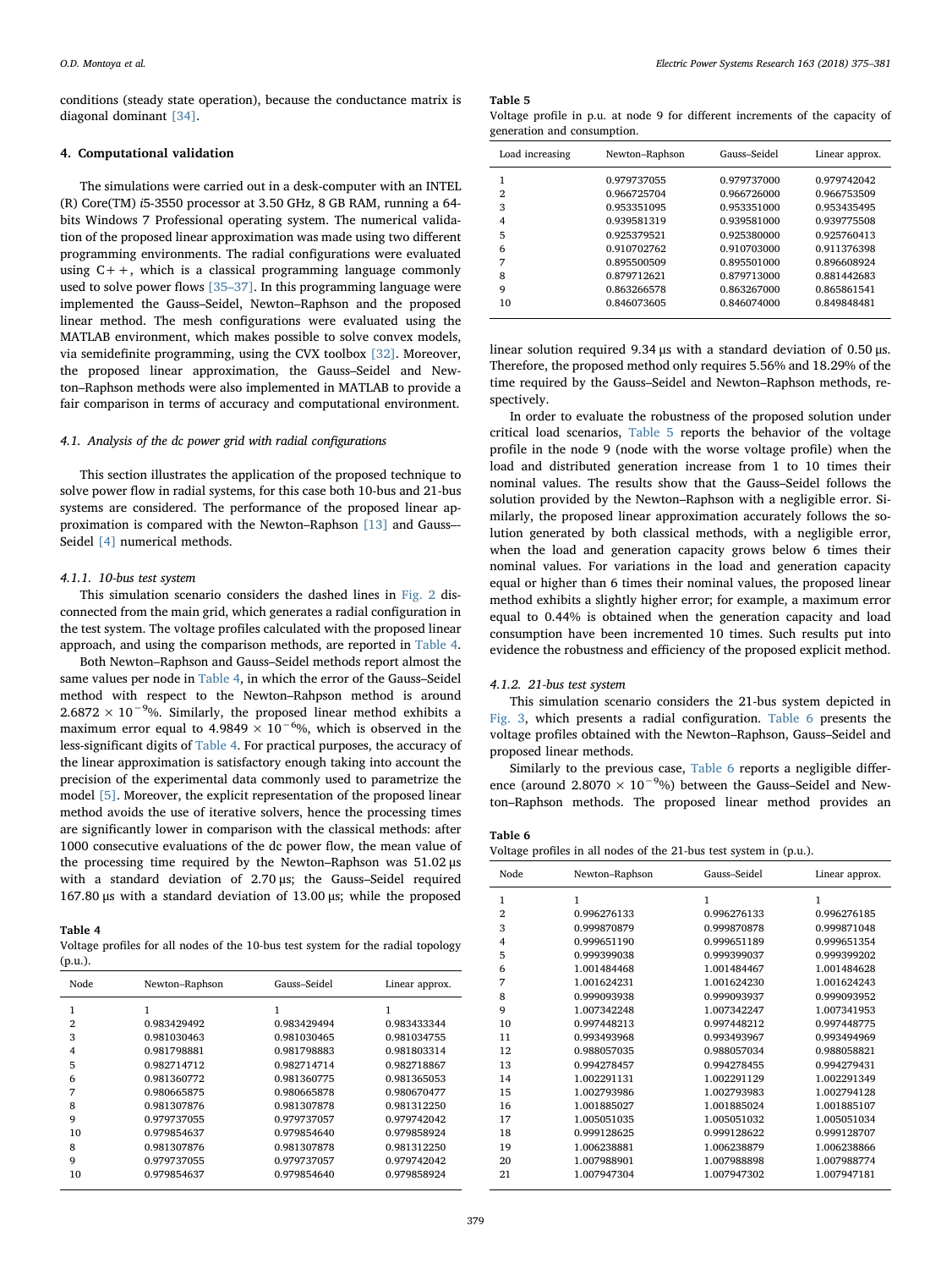conditions (steady state operation), because the conductance matrix is diagonal dominant [34].

## 4. Computational validation

The simulations were carried out in a desk-computer with an INTEL (R) Core(TM) i5-3550 processor at 3.50 GHz, 8 GB RAM, running a 64-bits Windows 7 Professional operating system. The numerical validation of the proposed linear approximation was made using two different programming environments. The radial configurations were evaluated using C++, which is a classical programming language commonly used to solve power flows [35–37]. In this programming language were implemented the Gauss–Seidel, Newton–Raphson and the proposed linear method. The mesh configurations were evaluated using the MATLAB environment, which makes possible to solve convex models, via semidefinite programming, using the CVX toolbox [32]. Moreover, the proposed linear approximation, the Gauss–Seidel and Newton–Raphson methods were also implemented in MATLAB to provide a fair comparison in terms of accuracy and computational environment.

### 4.1. Analysis of the dc power grid with radial configurations

This section illustrates the application of the proposed technique to solve power flow in radial systems, for this case both 10-bus and 21-bus systems are considered. The performance of the proposed linear approximation is compared with the Newton–Raphson [13] and Gauss–-Seidel [4] numerical methods.

#### 4.1.1. 10-bus test system

This simulation scenario considers the dashed lines in Fig. 2 disconnected from the main grid, which generates a radial configuration in the test system. The voltage profiles calculated with the proposed linear approach, and using the comparison methods, are reported in Table 4.

Both Newton–Raphson and Gauss–Seidel methods report almost the same values per node in Table 4, in which the error of the Gauss–Seidel method with respect to the Newton–Rahpson method is around $2.6872 \times 10^{-9}$%. Similarly, the proposed linear method exhibits a maximum error equal to $4.9849 \times 10^{-6}$%, which is observed in the less-significant digits of Table 4. For practical purposes, the accuracy of the linear approximation is satisfactory enough taking into account the precision of the experimental data commonly used to parametrize the model [5]. Moreover, the explicit representation of the proposed linear method avoids the use of iterative solvers, hence the processing times are significantly lower in comparison with the classical methods: after 1000 consecutive evaluations of the dc power flow, the mean value of the processing time required by the Newton–Raphson was 51.02 µs with a standard deviation of 2.70 µs; the Gauss–Seidel required 167.80 µs with a standard deviation of 13.00 µs; while the proposed linear solution required 9.34 µs with a standard deviation of 0.50 µs. Therefore, the proposed method only requires 5.56% and 18.29% of the time required by the Gauss–Seidel and Newton–Raphson methods, respectively.

**Table 4**
Voltage profiles for all nodes of the 10-bus test system for the radial topology (p.u.).

| Node | Newton–Raphson | Gauss–Seidel | Linear approx. |
|---|---|---|---|
| 1 | 1 | 1 | 1 |
| 2 | 0.983429492 | 0.983429494 | 0.983433344 |
| 3 | 0.981030463 | 0.981030465 | 0.981034755 |
| 4 | 0.981798881 | 0.981798883 | 0.981803314 |
| 5 | 0.982714712 | 0.982714714 | 0.982718867 |
| 6 | 0.981360772 | 0.981360775 | 0.981365053 |
| 7 | 0.980665875 | 0.980665878 | 0.980670477 |
| 8 | 0.981307876 | 0.981307878 | 0.981312250 |
| 9 | 0.979737055 | 0.979737057 | 0.979742042 |
| 10 | 0.979854637 | 0.979854640 | 0.979858924 |
| 8 | 0.981307876 | 0.981307878 | 0.981312250 |
| 9 | 0.979737055 | 0.979737057 | 0.979742042 |
| 10 | 0.979854637 | 0.979854640 | 0.979858924 |

**Table 5**
Voltage profile in p.u. at node 9 for different increments of the capacity of generation and consumption.

| Load increasing | Newton–Raphson | Gauss–Seidel | Linear approx. |
|---|---|---|---|
| 1 | 0.979737055 | 0.979737000 | 0.979742042 |
| 2 | 0.966725704 | 0.966726000 | 0.966753509 |
| 3 | 0.953351095 | 0.953351000 | 0.953435495 |
| 4 | 0.939581319 | 0.939581000 | 0.939775508 |
| 5 | 0.925379521 | 0.925380000 | 0.925760413 |
| 6 | 0.910702762 | 0.910703000 | 0.911376398 |
| 7 | 0.895500509 | 0.895501000 | 0.896608924 |
| 8 | 0.879712621 | 0.879713000 | 0.881442683 |
| 9 | 0.863266578 | 0.863267000 | 0.865861541 |
| 10 | 0.846073605 | 0.846074000 | 0.849848481 |

In order to evaluate the robustness of the proposed solution under critical load scenarios, Table 5 reports the behavior of the voltage profile in the node 9 (node with the worse voltage profile) when the load and distributed generation increase from 1 to 10 times their nominal values. The results show that the Gauss–Seidel follows the solution provided by the Newton–Raphson with a negligible error. Similarly, the proposed linear approximation accurately follows the solution generated by both classical methods, with a negligible error, when the load and generation capacity grows below 6 times their nominal values. For variations in the load and generation capacity equal or higher than 6 times their nominal values, the proposed linear method exhibits a slightly higher error; for example, a maximum error equal to 0.44% is obtained when the generation capacity and load consumption have been incremented 10 times. Such results put into evidence the robustness and efficiency of the proposed explicit method.

#### 4.1.2. 21-bus test system

This simulation scenario considers the 21-bus system depicted in Fig. 3, which presents a radial configuration. Table 6 presents the voltage profiles obtained with the Newton–Raphson, Gauss–Seidel and proposed linear methods.

Similarly to the previous case, Table 6 reports a negligible difference (around $2.8070 \times 10^{-9}$%) between the Gauss–Seidel and Newton–Raphson methods. The proposed linear method provides an

**Table 6**
Voltage profiles in all nodes of the 21-bus test system in (p.u.).

| Node | Newton–Raphson | Gauss–Seidel | Linear approx. |
|---|---|---|---|
| 1 | 1 | 1 | 1 |
| 2 | 0.996276133 | 0.996276133 | 0.996276185 |
| 3 | 0.999870879 | 0.999870878 | 0.999871048 |
| 4 | 0.999651190 | 0.999651189 | 0.999651354 |
| 5 | 0.999399038 | 0.999399037 | 0.999399202 |
| 6 | 1.001484468 | 1.001484467 | 1.001484628 |
| 7 | 1.001624231 | 1.001624230 | 1.001624243 |
| 8 | 0.999093938 | 0.999093937 | 0.999093952 |
| 9 | 1.007342248 | 1.007342247 | 1.007341953 |
| 10 | 0.997448213 | 0.997448212 | 0.997448775 |
| 11 | 0.993493968 | 0.993493967 | 0.993494969 |
| 12 | 0.988057035 | 0.988057034 | 0.988058821 |
| 13 | 0.994278457 | 0.994278455 | 0.994279431 |
| 14 | 1.002291131 | 1.002291129 | 1.002291349 |
| 15 | 1.002793986 | 1.002793983 | 1.002794128 |
| 16 | 1.001885027 | 1.001885024 | 1.001885107 |
| 17 | 1.005051035 | 1.005051034 | 1.005051034 |
| 18 | 0.999128625 | 0.999128622 | 0.999128707 |
| 19 | 1.006238881 | 1.006238879 | 1.006238866 |
| 20 | 1.007988901 | 1.007988898 | 1.007988774 |
| 21 | 1.007947304 | 1.007947302 | 1.007947181 |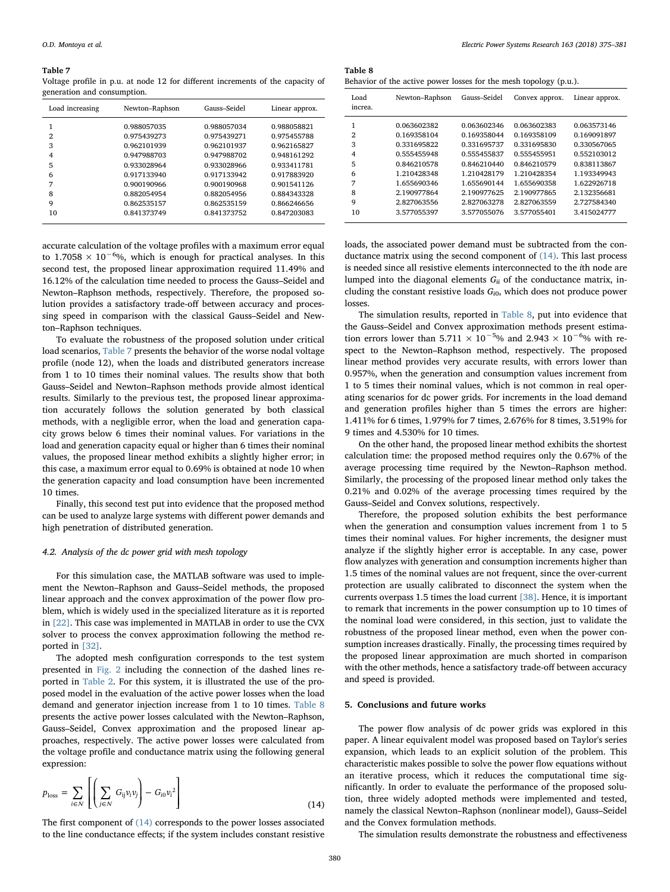**Table 7**
Voltage profile in p.u. at node 12 for different increments of the capacity of generation and consumption.

| Load increasing | Newton–Raphson | Gauss–Seidel | Linear approx. |
|---|---|---|---|
| 1 | 0.988057035 | 0.988057034 | 0.988058821 |
| 2 | 0.975439273 | 0.975439271 | 0.975455788 |
| 3 | 0.962101939 | 0.962101937 | 0.962165827 |
| 4 | 0.947988703 | 0.947988702 | 0.948161292 |
| 5 | 0.933028964 | 0.933028966 | 0.933411781 |
| 6 | 0.917133940 | 0.917133942 | 0.917883920 |
| 7 | 0.900190966 | 0.900190968 | 0.901541126 |
| 8 | 0.882054954 | 0.882054956 | 0.884343328 |
| 9 | 0.862535157 | 0.862535159 | 0.866246656 |
| 10 | 0.841373749 | 0.841373752 | 0.847203083 |

accurate calculation of the voltage profiles with a maximum error equal to $1.7058 \times 10^{-6}$%, which is enough for practical analyses. In this second test, the proposed linear approximation required 11.49% and 16.12% of the calculation time needed to process the Gauss–Seidel and Newton–Raphson methods, respectively. Therefore, the proposed solution provides a satisfactory trade-off between accuracy and processing speed in comparison with the classical Gauss–Seidel and Newton–Raphson techniques.

To evaluate the robustness of the proposed solution under critical load scenarios, Table 7 presents the behavior of the worse nodal voltage profile (node 12), when the loads and distributed generators increase from 1 to 10 times their nominal values. The results show that both Gauss–Seidel and Newton–Raphson methods provide almost identical results. Similarly to the previous test, the proposed linear approximation accurately follows the solution generated by both classical methods, with a negligible error, when the load and generation capacity grows below 6 times their nominal values. For variations in the load and generation capacity equal or higher than 6 times their nominal values, the proposed linear method exhibits a slightly higher error; in this case, a maximum error equal to 0.69% is obtained at node 10 when the generation capacity and load consumption have been incremented 10 times.

Finally, this second test put into evidence that the proposed method can be used to analyze large systems with different power demands and high penetration of distributed generation.

### 4.2. Analysis of the dc power grid with mesh topology

For this simulation case, the MATLAB software was used to implement the Newton–Raphson and Gauss–Seidel methods, the proposed linear approach and the convex approximation of the power flow problem, which is widely used in the specialized literature as it is reported in [22]. This case was implemented in MATLAB in order to use the CVX solver to process the convex approximation following the method reported in [32].

The adopted mesh configuration corresponds to the test system presented in Fig. 2 including the connection of the dashed lines reported in Table 2. For this system, it is illustrated the use of the proposed model in the evaluation of the active power losses when the load demand and generator injection increase from 1 to 10 times. Table 8 presents the active power losses calculated with the Newton–Raphson, Gauss–Seidel, Convex approximation and the proposed linear approaches, respectively. The active power losses were calculated from the voltage profile and conductance matrix using the following general expression:

$$p_{\text{loss}} = \sum_{i \in N} \left[ \left( \sum_{j \in N} G_{ij} v_i v_j \right) - G_{i0} v_i^2 \right] \tag{14}$$

The first component of (14) corresponds to the power losses associated to the line conductance effects; if the system includes constant resistive loads, the associated power demand must be subtracted from the conductance matrix using the second component of (14). This last process is needed since all resistive elements interconnected to the $i$th node are lumped into the diagonal elements $G_{ii}$ of the conductance matrix, including the constant resistive loads $G_{i0}$, which does not produce power losses.

**Table 8**
Behavior of the active power losses for the mesh topology (p.u.).

| Load increa. | Newton–Raphson | Gauss–Seidel | Convex approx. | Linear approx. |
|---|---|---|---|---|
| 1 | 0.063602382 | 0.063602346 | 0.063602383 | 0.063573146 |
| 2 | 0.169358104 | 0.169358044 | 0.169358109 | 0.169091897 |
| 3 | 0.331695822 | 0.331695737 | 0.331695830 | 0.330567065 |
| 4 | 0.555455948 | 0.555455837 | 0.555455951 | 0.552103012 |
| 5 | 0.846210578 | 0.846210440 | 0.846210579 | 0.838113867 |
| 6 | 1.210428348 | 1.210428179 | 1.210428354 | 1.193349943 |
| 7 | 1.655690346 | 1.655690144 | 1.655690358 | 1.622926718 |
| 8 | 2.190977864 | 2.190977625 | 2.190977865 | 2.132356681 |
| 9 | 2.827063556 | 2.827063278 | 2.827063559 | 2.727584340 |
| 10 | 3.577055397 | 3.577055076 | 3.577055401 | 3.415024777 |

The simulation results, reported in Table 8, put into evidence that the Gauss–Seidel and Convex approximation methods present estimation errors lower than $5.711 \times 10^{-5}$% and $2.943 \times 10^{-6}$% with respect to the Newton–Raphson method, respectively. The proposed linear method provides very accurate results, with errors lower than 0.957%, when the generation and consumption values increment from 1 to 5 times their nominal values, which is not common in real operating scenarios for dc power grids. For increments in the load demand and generation profiles higher than 5 times the errors are higher: 1.411% for 6 times, 1.979% for 7 times, 2.676% for 8 times, 3.519% for 9 times and 4.530% for 10 times.

On the other hand, the proposed linear method exhibits the shortest calculation time: the proposed method requires only the 0.67% of the average processing time required by the Newton–Raphson method. Similarly, the processing of the proposed linear method only takes the 0.21% and 0.02% of the average processing times required by the Gauss–Seidel and Convex solutions, respectively.

Therefore, the proposed solution exhibits the best performance when the generation and consumption values increment from 1 to 5 times their nominal values. For higher increments, the designer must analyze if the slightly higher error is acceptable. In any case, power flow analyzes with generation and consumption increments higher than 1.5 times of the nominal values are not frequent, since the over-current protection are usually calibrated to disconnect the system when the currents overpass 1.5 times the load current [38]. Hence, it is important to remark that increments in the power consumption up to 10 times of the nominal load were considered, in this section, just to validate the robustness of the proposed linear method, even when the power consumption increases drastically. Finally, the processing times required by the proposed linear approximation are much shorted in comparison with the other methods, hence a satisfactory trade-off between accuracy and speed is provided.

## 5. Conclusions and future works

The power flow analysis of dc power grids was explored in this paper. A linear equivalent model was proposed based on Taylor's series expansion, which leads to an explicit solution of the problem. This characteristic makes possible to solve the power flow equations without an iterative process, which it reduces the computational time significantly. In order to evaluate the performance of the proposed solution, three widely adopted methods were implemented and tested, namely the classical Newton–Raphson (nonlinear model), Gauss–Seidel and the Convex formulation methods.

The simulation results demonstrate the robustness and effectiveness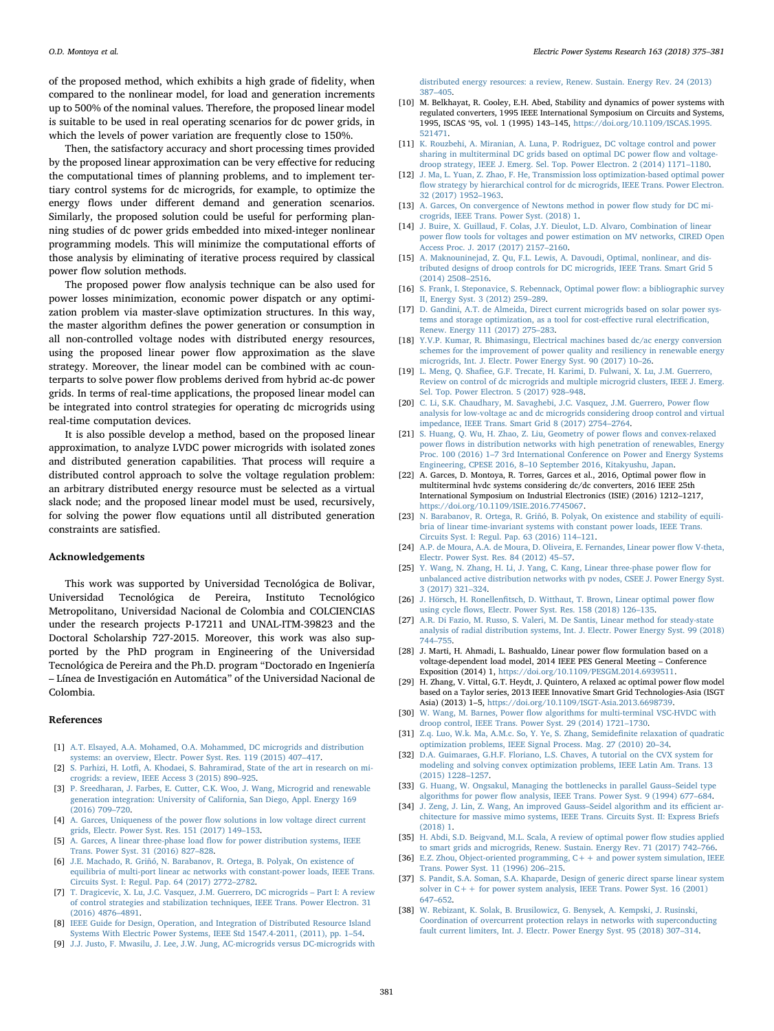of the proposed method, which exhibits a high grade of fidelity, when compared to the nonlinear model, for load and generation increments up to 500% of the nominal values. Therefore, the proposed linear model is suitable to be used in real operating scenarios for dc power grids, in which the levels of power variation are frequently close to 150%.

Then, the satisfactory accuracy and short processing times provided by the proposed linear approximation can be very effective for reducing the computational times of planning problems, and to implement tertiary control systems for dc microgrids, for example, to optimize the energy flows under different demand and generation scenarios. Similarly, the proposed solution could be useful for performing planning studies of dc power grids embedded into mixed-integer nonlinear programming models. This will minimize the computational efforts of those analysis by eliminating of iterative process required by classical power flow solution methods.

The proposed power flow analysis technique can be also used for power losses minimization, economic power dispatch or any optimization problem via master-slave optimization structures. In this way, the master algorithm defines the power generation or consumption in all non-controlled voltage nodes with distributed energy resources, using the proposed linear power flow approximation as the slave strategy. Moreover, the linear model can be combined with ac counterparts to solve power flow problems derived from hybrid ac-dc power grids. In terms of real-time applications, the proposed linear model can be integrated into control strategies for operating dc microgrids using real-time computation devices.

It is also possible develop a method, based on the proposed linear approximation, to analyze LVDC power microgrids with isolated zones and distributed generation capabilities. That process will require a distributed control approach to solve the voltage regulation problem: an arbitrary distributed energy resource must be selected as a virtual slack node; and the proposed linear model must be used, recursively, for solving the power flow equations until all distributed generation constraints are satisfied.

## Acknowledgements

This work was supported by Universidad Tecnológica de Bolivar, Universidad Tecnológica de Pereira, Instituto Tecnológico Metropolitano, Universidad Nacional de Colombia and COLCIENCIAS under the research projects P-17211 and UNAL-ITM-39823 and the Doctoral Scholarship 727-2015. Moreover, this work was also supported by the PhD program in Engineering of the Universidad Tecnológica de Pereira and the Ph.D. program "Doctorado en Ingeniería – Línea de Investigación en Automática" of the Universidad Nacional de Colombia.

## References

[1] A.T. Elsayed, A.A. Mohamed, O.A. Mohammed, DC microgrids and distribution systems: an overview, Electr. Power Syst. Res. 119 (2015) 407–417.

[2] S. Parhizi, H. Lotfi, A. Khodaei, S. Bahramirad, State of the art in research on microgrids: a review, IEEE Access 3 (2015) 890–925.

[3] P. Sreedharan, J. Farbes, E. Cutter, C.K. Woo, J. Wang, Microgrid and renewable generation integration: University of California, San Diego, Appl. Energy 169 (2016) 709–720.

[4] A. Garces, Uniqueness of the power flow solutions in low voltage direct current grids, Electr. Power Syst. Res. 151 (2017) 149–153.

[5] A. Garces, A linear three-phase load flow for power distribution systems, IEEE Trans. Power Syst. 31 (2016) 827–828.

[6] J.E. Machado, R. Griñó, N. Barabanov, R. Ortega, B. Polyak, On existence of equilibria of multi-port linear ac networks with constant-power loads, IEEE Trans. Circuits Syst. I: Regul. Pap. 64 (2017) 2772–2782.

[7] T. Dragicevic, X. Lu, J.C. Vasquez, J.M. Guerrero, DC microgrids – Part I: A review of control strategies and stabilization techniques, IEEE Trans. Power Electron. 31 (2016) 4876–4891.

[8] IEEE Guide for Design, Operation, and Integration of Distributed Resource Island Systems With Electric Power Systems, IEEE Std 1547.4-2011, (2011), pp. 1–54.

[9] J.J. Justo, F. Mwasilu, J. Lee, J.W. Jung, AC-microgrids versus DC-microgrids with distributed energy resources: a review, Renew. Sustain. Energy Rev. 24 (2013) 387–405.

[10] M. Belkhayat, R. Cooley, E.H. Abed, Stability and dynamics of power systems with regulated converters, 1995 IEEE International Symposium on Circuits and Systems, 1995, ISCAS '95, vol. 1 (1995) 143–145, https://doi.org/10.1109/ISCAS.1995.521471.

[11] K. Rouzbehi, A. Miranian, A. Luna, P. Rodriguez, DC voltage control and power sharing in multiterminal DC grids based on optimal DC power flow and voltage-droop strategy, IEEE J. Emerg. Sel. Top. Power Electron. 2 (2014) 1171–1180.

[12] J. Ma, L. Yuan, Z. Zhao, F. He, Transmission loss optimization-based optimal power flow strategy by hierarchical control for dc microgrids, IEEE Trans. Power Electron. 32 (2017) 1952–1963.

[13] A. Garces, On convergence of Newtons method in power flow study for DC microgrids, IEEE Trans. Power Syst. (2018) 1.

[14] J. Buire, X. Guillaud, F. Colas, J.Y. Dieulot, L.D. Alvaro, Combination of linear power flow tools for voltages and power estimation on MV networks, CIRED Open Access Proc. J. 2017 (2017) 2157–2160.

[15] A. Maknouninejad, Z. Qu, F.L. Lewis, A. Davoudi, Optimal, nonlinear, and distributed designs of droop controls for DC microgrids, IEEE Trans. Smart Grid 5 (2014) 2508–2516.

[16] S. Frank, I. Steponavice, S. Rebennack, Optimal power flow: a bibliographic survey II, Energy Syst. 3 (2012) 259–289.

[17] D. Gandini, A.T. de Almeida, Direct current microgrids based on solar power systems and storage optimization, as a tool for cost-effective rural electrification, Renew. Energy 111 (2017) 275–283.

[18] Y.V.P. Kumar, R. Bhimasingu, Electrical machines based dc/ac energy conversion schemes for the improvement of power quality and resiliency in renewable energy microgrids, Int. J. Electr. Power Energy Syst. 90 (2017) 10–26.

[19] L. Meng, Q. Shafiee, G.F. Trecate, H. Karimi, D. Fulwani, X. Lu, J.M. Guerrero, Review on control of dc microgrids and multiple microgrid clusters, IEEE J. Emerg. Sel. Top. Power Electron. 5 (2017) 928–948.

[20] C. Li, S.K. Chaudhary, M. Savaghebi, J.C. Vasquez, J.M. Guerrero, Power flow analysis for low-voltage ac and dc microgrids considering droop control and virtual impedance, IEEE Trans. Smart Grid 8 (2017) 2754–2764.

[21] S. Huang, Q. Wu, H. Zhao, Z. Liu, Geometry of power flows and convex-relaxed power flows in distribution networks with high penetration of renewables, Energy Proc. 100 (2016) 1–7 3rd International Conference on Power and Energy Systems Engineering, CPESE 2016, 8–10 September 2016, Kitakyushu, Japan.

[22] A. Garces, D. Montoya, R. Torres, Garces et al., 2016, Optimal power flow in multiterminal hvdc systems considering dc/dc converters, 2016 IEEE 25th International Symposium on Industrial Electronics (ISIE) (2016) 1212–1217, https://doi.org/10.1109/ISIE.2016.7745067.

[23] N. Barabanov, R. Ortega, R. Griñó, B. Polyak, On existence and stability of equilibria of linear time-invariant systems with constant power loads, IEEE Trans. Circuits Syst. I: Regul. Pap. 63 (2016) 114–121.

[24] A.P. de Moura, A.A. de Moura, D. Oliveira, E. Fernandes, Linear power flow V-theta, Electr. Power Syst. Res. 84 (2012) 45–57.

[25] Y. Wang, N. Zhang, H. Li, J. Yang, C. Kang, Linear three-phase power flow for unbalanced active distribution networks with pv nodes, CSEE J. Power Energy Syst. 3 (2017) 321–324.

[26] J. Hörsch, H. Ronellenfitsch, D. Witthaut, T. Brown, Linear optimal power flow using cycle flows, Electr. Power Syst. Res. 158 (2018) 126–135.

[27] A.R. Di Fazio, M. Russo, S. Valeri, M. De Santis, Linear method for steady-state analysis of radial distribution systems, Int. J. Electr. Power Energy Syst. 99 (2018) 744–755.

[28] J. Marti, H. Ahmadi, L. Bashualdo, Linear power flow formulation based on a voltage-dependent load model, 2014 IEEE PES General Meeting – Conference Exposition (2014) 1, https://doi.org/10.1109/PESGM.2014.6939511.

[29] H. Zhang, V. Vittal, G.T. Heydt, J. Quintero, A relaxed ac optimal power flow model based on a Taylor series, 2013 IEEE Innovative Smart Grid Technologies-Asia (ISGT Asia) (2013) 1–5, https://doi.org/10.1109/ISGT-Asia.2013.6698739.

[30] W. Wang, M. Barnes, Power flow algorithms for multi-terminal VSC-HVDC with droop control, IEEE Trans. Power Syst. 29 (2014) 1721–1730.

[31] Z.q. Luo, W.k. Ma, A.M.c. So, Y. Ye, S. Zhang, Semidefinite relaxation of quadratic optimization problems, IEEE Signal Process. Mag. 27 (2010) 20–34.

[32] D.A. Guimaraes, G.H.F. Floriano, L.S. Chaves, A tutorial on the CVX system for modeling and solving convex optimization problems, IEEE Latin Am. Trans. 13 (2015) 1228–1257.

[33] G. Huang, W. Ongsakul, Managing the bottlenecks in parallel Gauss–Seidel type algorithms for power flow analysis, IEEE Trans. Power Syst. 9 (1994) 677–684.

[34] J. Zeng, J. Lin, Z. Wang, An improved Gauss–Seidel algorithm and its efficient architecture for massive mimo systems, IEEE Trans. Circuits Syst. II: Express Briefs (2018) 1.

[35] H. Abdi, S.D. Beigvand, M.L. Scala, A review of optimal power flow studies applied to smart grids and microgrids, Renew. Sustain. Energy Rev. 71 (2017) 742–766.

[36] E.Z. Zhou, Object-oriented programming, C++ and power system simulation, IEEE Trans. Power Syst. 11 (1996) 206–215.

[37] S. Pandit, S.A. Soman, S.A. Khaparde, Design of generic direct sparse linear system solver in C++ for power system analysis, IEEE Trans. Power Syst. 16 (2001) 647–652.

[38] W. Rebizant, K. Solak, B. Brusilowicz, G. Benysek, A. Kempski, J. Rusinski, Coordination of overcurrent protection relays in networks with superconducting fault current limiters, Int. J. Electr. Power Energy Syst. 95 (2018) 307–314.